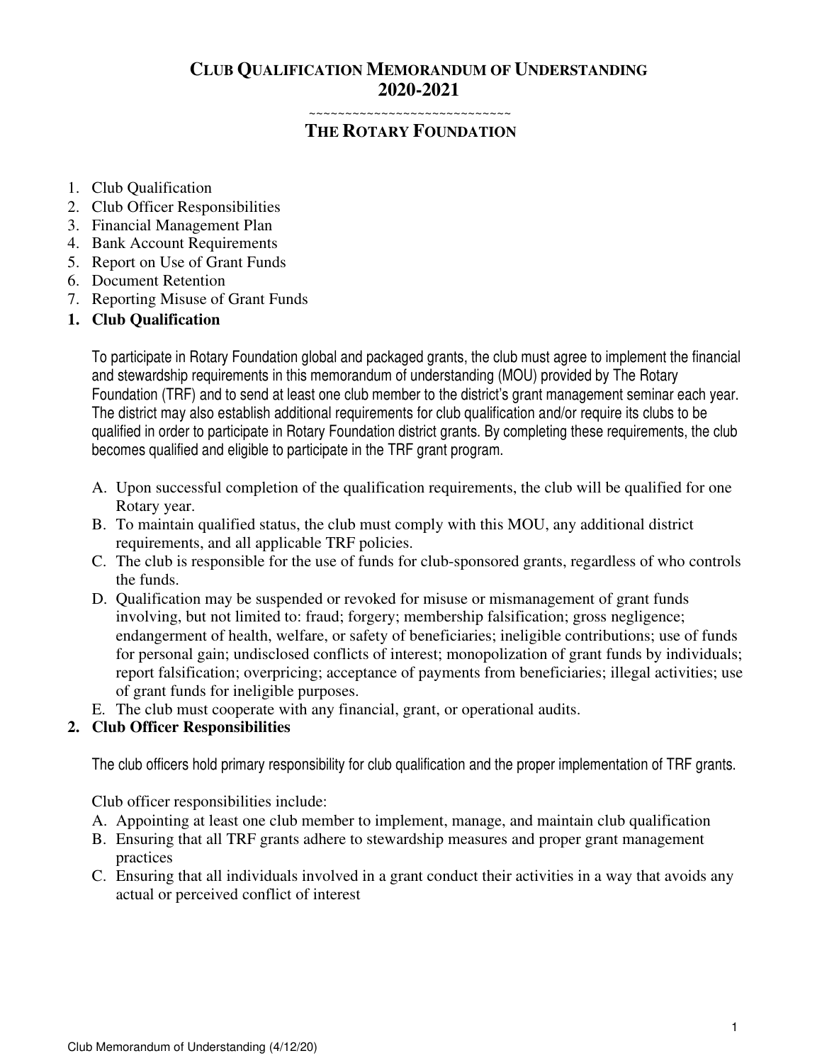# Club Qualification Memorandum of Understanding 2020-2021

~~~~~~~~~~~~~~~~~~~~~~~~~~~~~

## The Rotary Foundation

1. Club Qualification
2. Club Officer Responsibilities
3. Financial Management Plan
4. Bank Account Requirements
5. Report on Use of Grant Funds
6. Document Retention
7. Reporting Misuse of Grant Funds

## 1. Club Qualification

To participate in Rotary Foundation global and packaged grants, the club must agree to implement the financial and stewardship requirements in this memorandum of understanding (MOU) provided by The Rotary Foundation (TRF) and to send at least one club member to the district's grant management seminar each year. The district may also establish additional requirements for club qualification and/or require its clubs to be qualified in order to participate in Rotary Foundation district grants. By completing these requirements, the club becomes qualified and eligible to participate in the TRF grant program.

A. Upon successful completion of the qualification requirements, the club will be qualified for one Rotary year.
B. To maintain qualified status, the club must comply with this MOU, any additional district requirements, and all applicable TRF policies.
C. The club is responsible for the use of funds for club-sponsored grants, regardless of who controls the funds.
D. Qualification may be suspended or revoked for misuse or mismanagement of grant funds involving, but not limited to: fraud; forgery; membership falsification; gross negligence; endangerment of health, welfare, or safety of beneficiaries; ineligible contributions; use of funds for personal gain; undisclosed conflicts of interest; monopolization of grant funds by individuals; report falsification; overpricing; acceptance of payments from beneficiaries; illegal activities; use of grant funds for ineligible purposes.
E. The club must cooperate with any financial, grant, or operational audits.

## 2. Club Officer Responsibilities

The club officers hold primary responsibility for club qualification and the proper implementation of TRF grants.

Club officer responsibilities include:

A. Appointing at least one club member to implement, manage, and maintain club qualification
B. Ensuring that all TRF grants adhere to stewardship measures and proper grant management practices
C. Ensuring that all individuals involved in a grant conduct their activities in a way that avoids any actual or perceived conflict of interest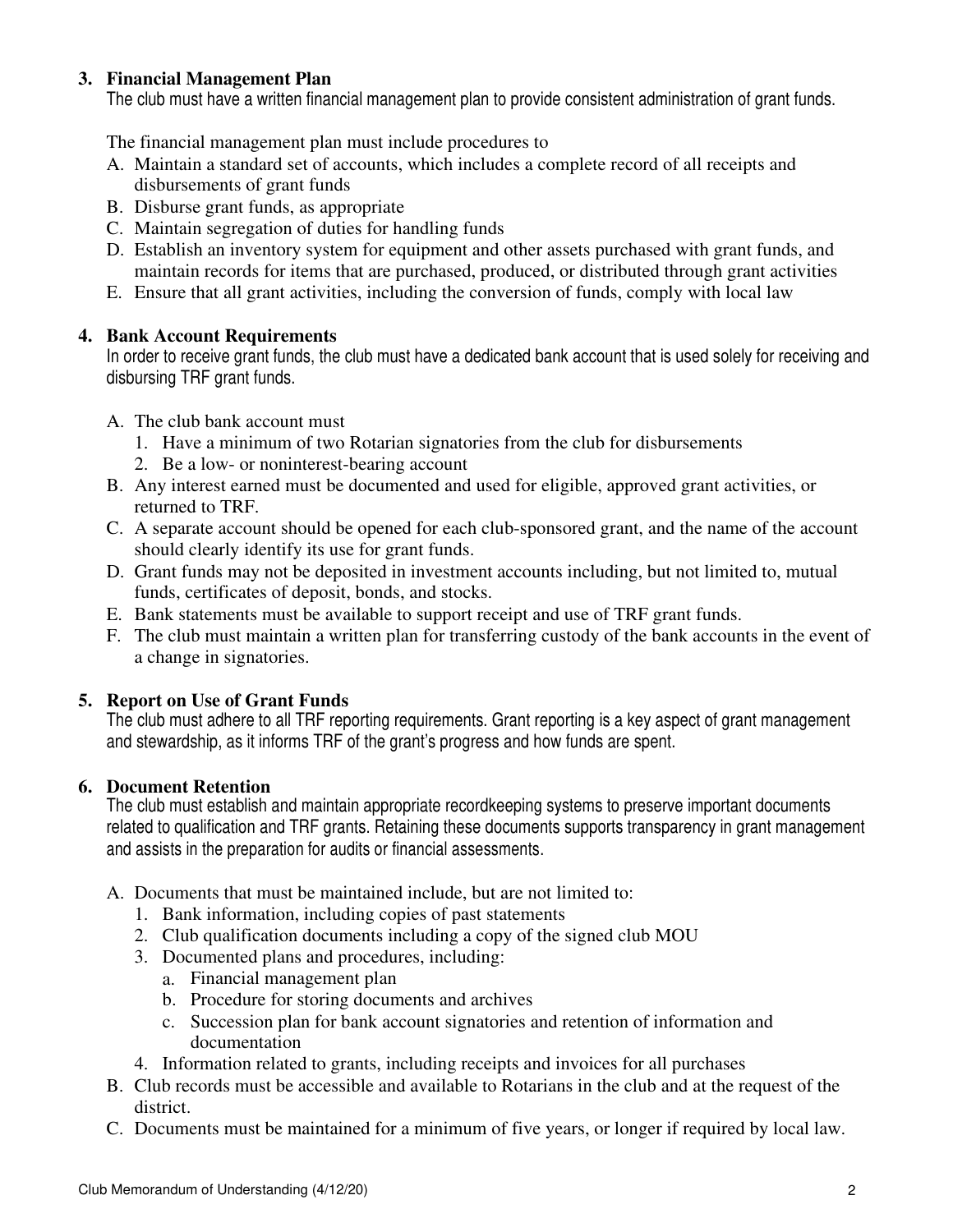## 3. Financial Management Plan

The club must have a written financial management plan to provide consistent administration of grant funds.

The financial management plan must include procedures to

A. Maintain a standard set of accounts, which includes a complete record of all receipts and disbursements of grant funds
B. Disburse grant funds, as appropriate
C. Maintain segregation of duties for handling funds
D. Establish an inventory system for equipment and other assets purchased with grant funds, and maintain records for items that are purchased, produced, or distributed through grant activities
E. Ensure that all grant activities, including the conversion of funds, comply with local law

## 4. Bank Account Requirements

In order to receive grant funds, the club must have a dedicated bank account that is used solely for receiving and disbursing TRF grant funds.

A. The club bank account must
   1. Have a minimum of two Rotarian signatories from the club for disbursements
   2. Be a low- or noninterest-bearing account
B. Any interest earned must be documented and used for eligible, approved grant activities, or returned to TRF.
C. A separate account should be opened for each club-sponsored grant, and the name of the account should clearly identify its use for grant funds.
D. Grant funds may not be deposited in investment accounts including, but not limited to, mutual funds, certificates of deposit, bonds, and stocks.
E. Bank statements must be available to support receipt and use of TRF grant funds.
F. The club must maintain a written plan for transferring custody of the bank accounts in the event of a change in signatories.

## 5. Report on Use of Grant Funds

The club must adhere to all TRF reporting requirements. Grant reporting is a key aspect of grant management and stewardship, as it informs TRF of the grant's progress and how funds are spent.

## 6. Document Retention

The club must establish and maintain appropriate recordkeeping systems to preserve important documents related to qualification and TRF grants. Retaining these documents supports transparency in grant management and assists in the preparation for audits or financial assessments.

A. Documents that must be maintained include, but are not limited to:
   1. Bank information, including copies of past statements
   2. Club qualification documents including a copy of the signed club MOU
   3. Documented plans and procedures, including:
      a. Financial management plan
      b. Procedure for storing documents and archives
      c. Succession plan for bank account signatories and retention of information and documentation
   4. Information related to grants, including receipts and invoices for all purchases
B. Club records must be accessible and available to Rotarians in the club and at the request of the district.
C. Documents must be maintained for a minimum of five years, or longer if required by local law.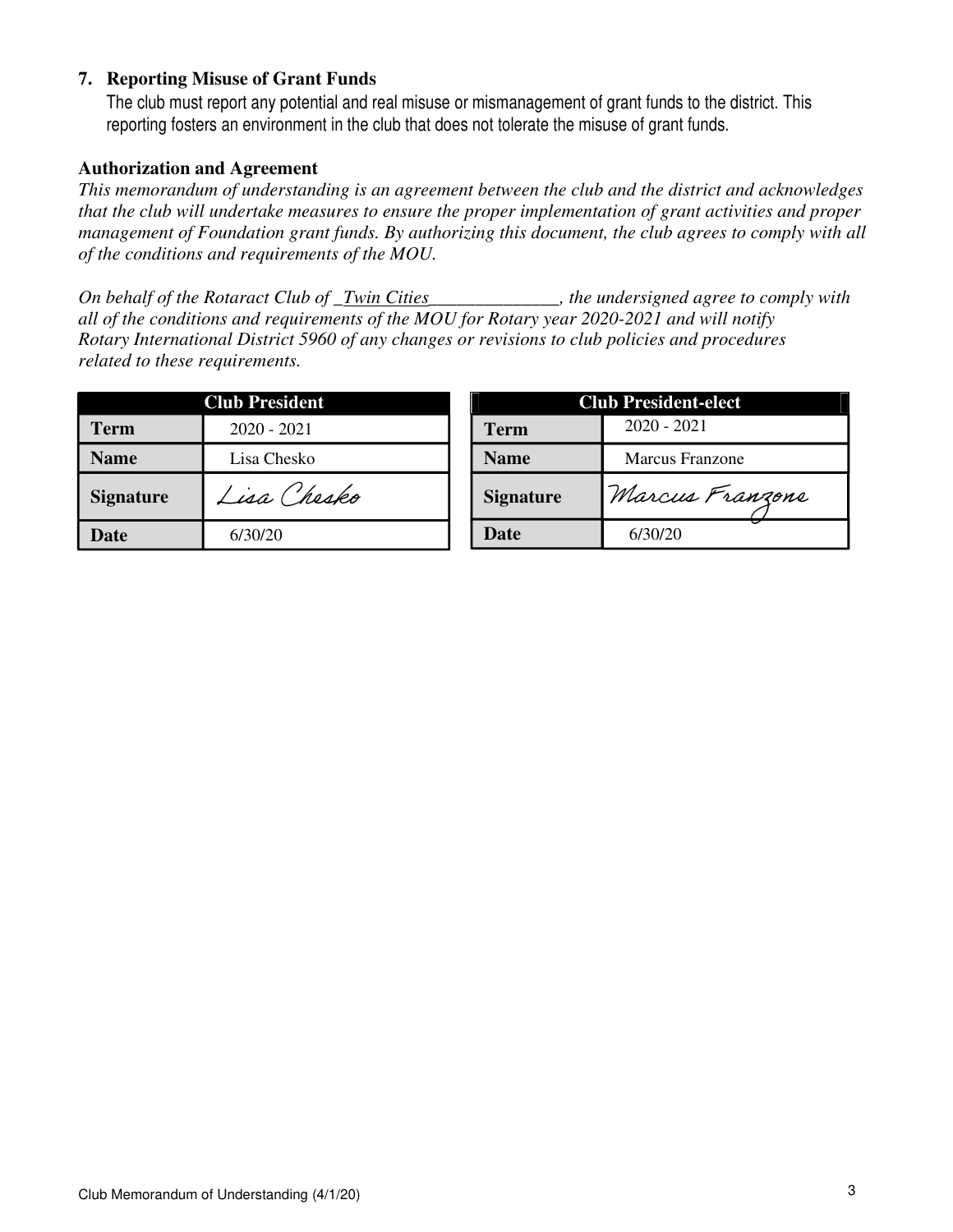### 7. Reporting Misuse of Grant Funds

The club must report any potential and real misuse or mismanagement of grant funds to the district. This reporting fosters an environment in the club that does not tolerate the misuse of grant funds.

### Authorization and Agreement

*This memorandum of understanding is an agreement between the club and the district and acknowledges that the club will undertake measures to ensure the proper implementation of grant activities and proper management of Foundation grant funds. By authorizing this document, the club agrees to comply with all of the conditions and requirements of the MOU.*

*On behalf of the Rotaract Club of _Twin Cities_______________, the undersigned agree to comply with all of the conditions and requirements of the MOU for Rotary year 2020-2021 and will notify Rotary International District 5960 of any changes or revisions to club policies and procedures related to these requirements.*

| Club President | |
|---|---|
| **Term** | 2020 - 2021 |
| **Name** | Lisa Chesko |
| **Signature** | Lisa Chesko |
| **Date** | 6/30/20 |

| Club President-elect | |
|---|---|
| **Term** | 2020 - 2021 |
| **Name** | Marcus Franzone |
| **Signature** | Marcus Franzone |
| **Date** | 6/30/20 |

Club Memorandum of Understanding (4/1/20)